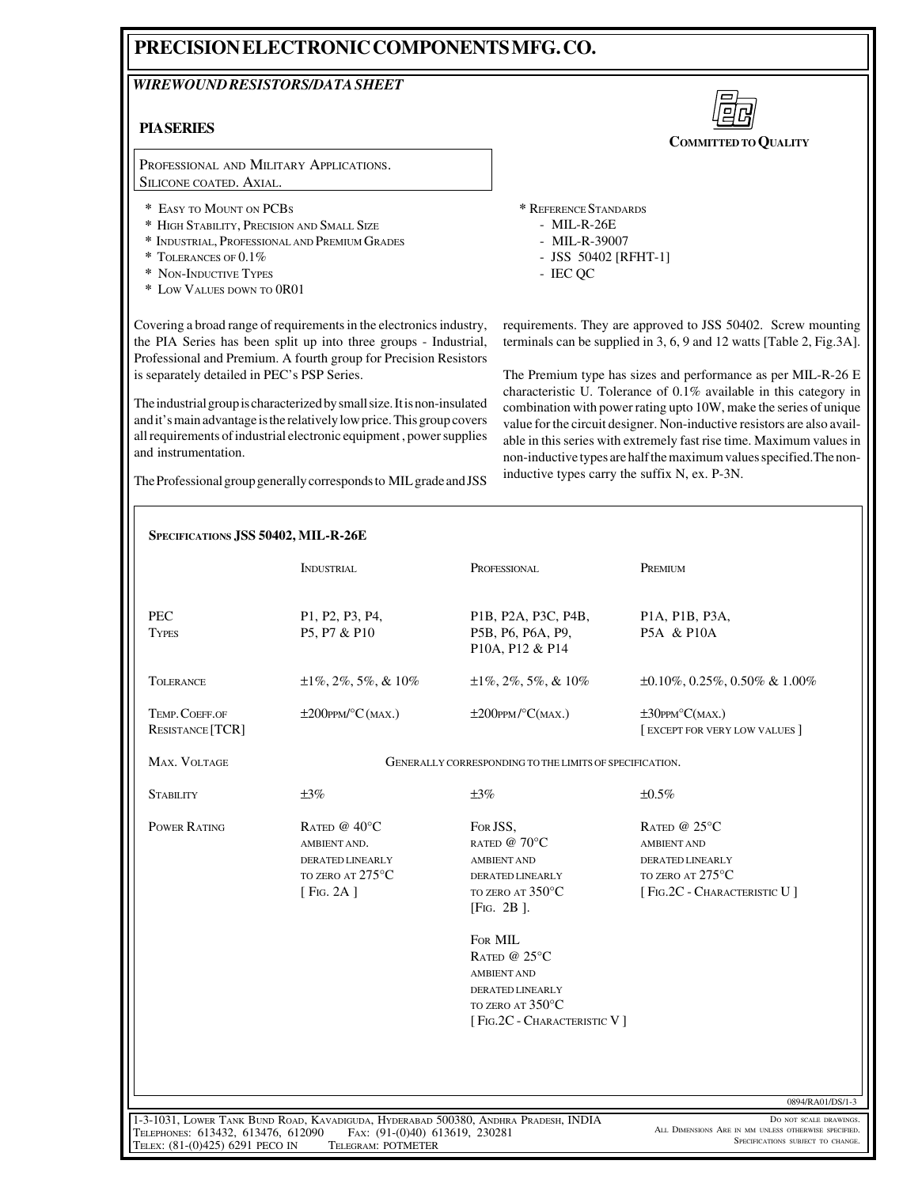# PRECISION ELECTRONIC COMPONENTS MFG. CO.

## *WIREWOUND RESISTORS/DATA SHEET*

### PIA SERIES

COMMITTED TO QUALITY

PROFESSIONAL AND MILITARY APPLICATIONS.
SILICONE COATED. AXIAL.

* EASY TO MOUNT ON PCBS
* HIGH STABILITY, PRECISION AND SMALL SIZE
* INDUSTRIAL, PROFESSIONAL AND PREMIUM GRADES
* TOLERANCES OF 0.1%
* NON-INDUCTIVE TYPES
* LOW VALUES DOWN TO 0R01

* REFERENCE STANDARDS
  - MIL-R-26E
  - MIL-R-39007
  - JSS 50402 [RFHT-1]
  - IEC QC

Covering a broad range of requirements in the electronics industry, the PIA Series has been split up into three groups - Industrial, Professional and Premium. A fourth group for Precision Resistors is separately detailed in PEC's PSP Series.

The industrial group is characterized by small size. It is non-insulated and it's main advantage is the relatively low price. This group covers all requirements of industrial electronic equipment , power supplies and instrumentation.

The Professional group generally corresponds to MIL grade and JSS requirements. They are approved to JSS 50402. Screw mounting terminals can be supplied in 3, 6, 9 and 12 watts [Table 2, Fig.3A].

The Premium type has sizes and performance as per MIL-R-26 E characteristic U. Tolerance of 0.1% available in this category in combination with power rating upto 10W, make the series of unique value for the circuit designer. Non-inductive resistors are also available in this series with extremely fast rise time. Maximum values in non-inductive types are half the maximum values specified.The non-inductive types carry the suffix N, ex. P-3N.

**SPECIFICATIONS JSS 50402, MIL-R-26E**

| | INDUSTRIAL | PROFESSIONAL | PREMIUM |
|---|---|---|---|
| PEC TYPES | P1, P2, P3, P4, P5, P7 & P10 | P1B, P2A, P3C, P4B, P5B, P6, P6A, P9, P10A, P12 & P14 | P1A, P1B, P3A, P5A & P10A |
| TOLERANCE | ±1%, 2%, 5%, & 10% | ±1%, 2%, 5%, & 10% | ±0.10%, 0.25%, 0.50% & 1.00% |
| TEMP. COEFF. OF RESISTANCE [TCR] | ±200PPM/°C (MAX.) | ±200PPM/°C(MAX.) | ±30PPM°C(MAX.) [ EXCEPT FOR VERY LOW VALUES ] |
| MAX. VOLTAGE | GENERALLY CORRESPONDING TO THE LIMITS OF SPECIFICATION. | | |
| STABILITY | ±3% | ±3% | ±0.5% |
| POWER RATING | RATED @ 40°C AMBIENT AND. DERATED LINEARLY TO ZERO AT 275°C [ FIG. 2A ] | FOR JSS, RATED @ 70°C AMBIENT AND DERATED LINEARLY TO ZERO AT 350°C [FIG. 2B ]. FOR MIL RATED @ 25°C AMBIENT AND DERATED LINEARLY TO ZERO AT 350°C [ FIG.2C - CHARACTERISTIC V ] | RATED @ 25°C AMBIENT AND DERATED LINEARLY TO ZERO AT 275°C [ FIG.2C - CHARACTERISTIC U ] |

0894/RA01/DS/1-3

1-3-1031, LOWER TANK BUND ROAD, KAVADIGUDA, HYDERABAD 500380, ANDHRA PRADESH, INDIA
TELEPHONES: 613432, 613476, 612090 FAX: (91-(0)40) 613619, 230281
TELEX: (81-(0)425) 6291 PECO IN TELEGRAM: POTMETER

DO NOT SCALE DRAWINGS.
ALL DIMENSIONS ARE IN MM UNLESS OTHERWISE SPECIFIED.
SPECIFICATIONS SUBJECT TO CHANGE.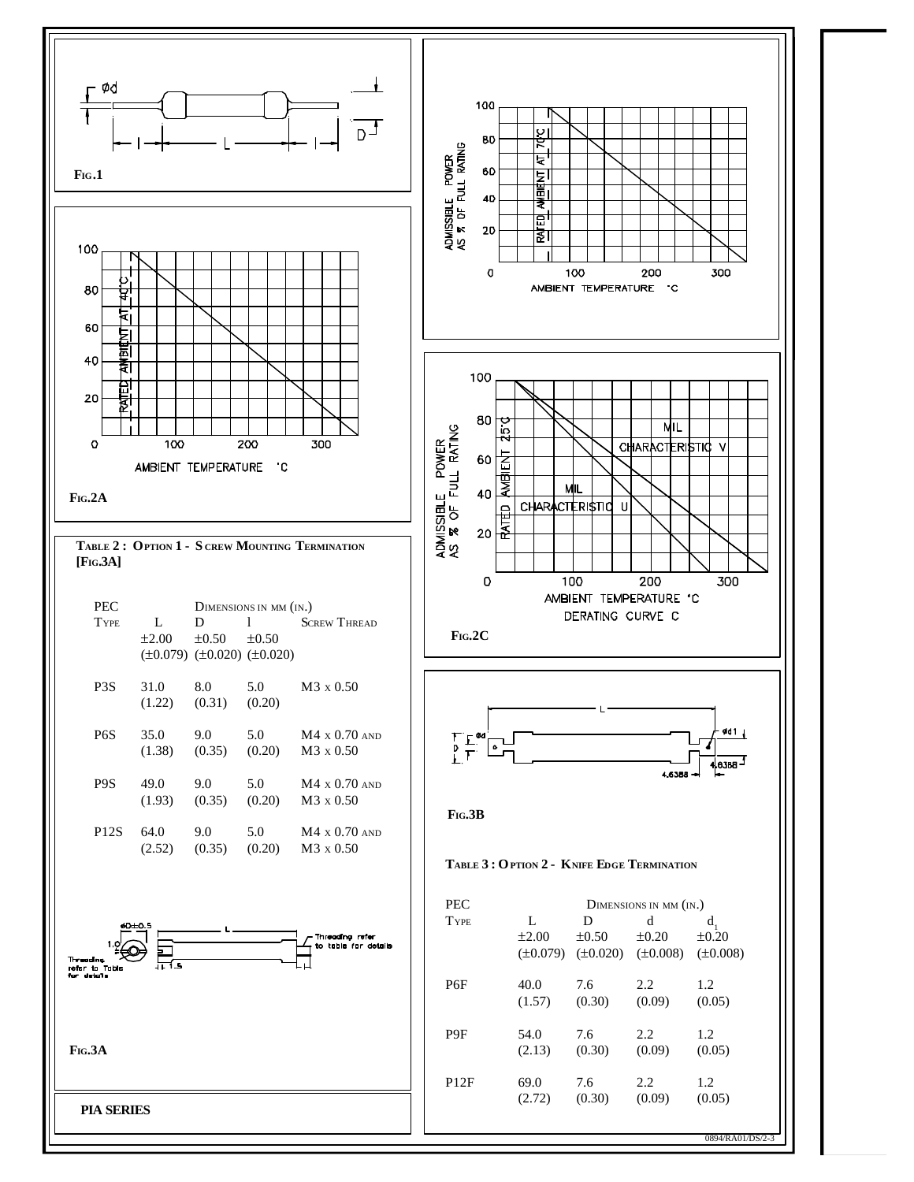Fig.1

Fig.2A

**Table 2 : Option 1 - Screw Mounting Termination [Fig.3A]**

| PEC Type | L ±2.00 (±0.079) | D ±0.50 (±0.020) | l ±0.50 (±0.020) | Screw Thread |
|---|---|---|---|---|
| P3S | 31.0 (1.22) | 8.0 (0.31) | 5.0 (0.20) | M3 x 0.50 |
| P6S | 35.0 (1.38) | 9.0 (0.35) | 5.0 (0.20) | M4 x 0.70 and M3 x 0.50 |
| P9S | 49.0 (1.93) | 9.0 (0.35) | 5.0 (0.20) | M4 x 0.70 and M3 x 0.50 |
| P12S | 64.0 (2.52) | 9.0 (0.35) | 5.0 (0.20) | M4 x 0.70 and M3 x 0.50 |

Dimensions in mm (in.)

Fig.3A

**PIA SERIES**

Fig.2C

Fig.3B

**Table 3 : Option 2 - Knife Edge Termination**

| PEC Type | L ±2.00 (±0.079) | D ±0.50 (±0.020) | d ±0.20 (±0.008) | $d_1$ ±0.20 (±0.008) |
|---|---|---|---|---|
| P6F | 40.0 (1.57) | 7.6 (0.30) | 2.2 (0.09) | 1.2 (0.05) |
| P9F | 54.0 (2.13) | 7.6 (0.30) | 2.2 (0.09) | 1.2 (0.05) |
| P12F | 69.0 (2.72) | 7.6 (0.30) | 2.2 (0.09) | 1.2 (0.05) |

Dimensions in mm (in.)

0894/RA01/DS/2-3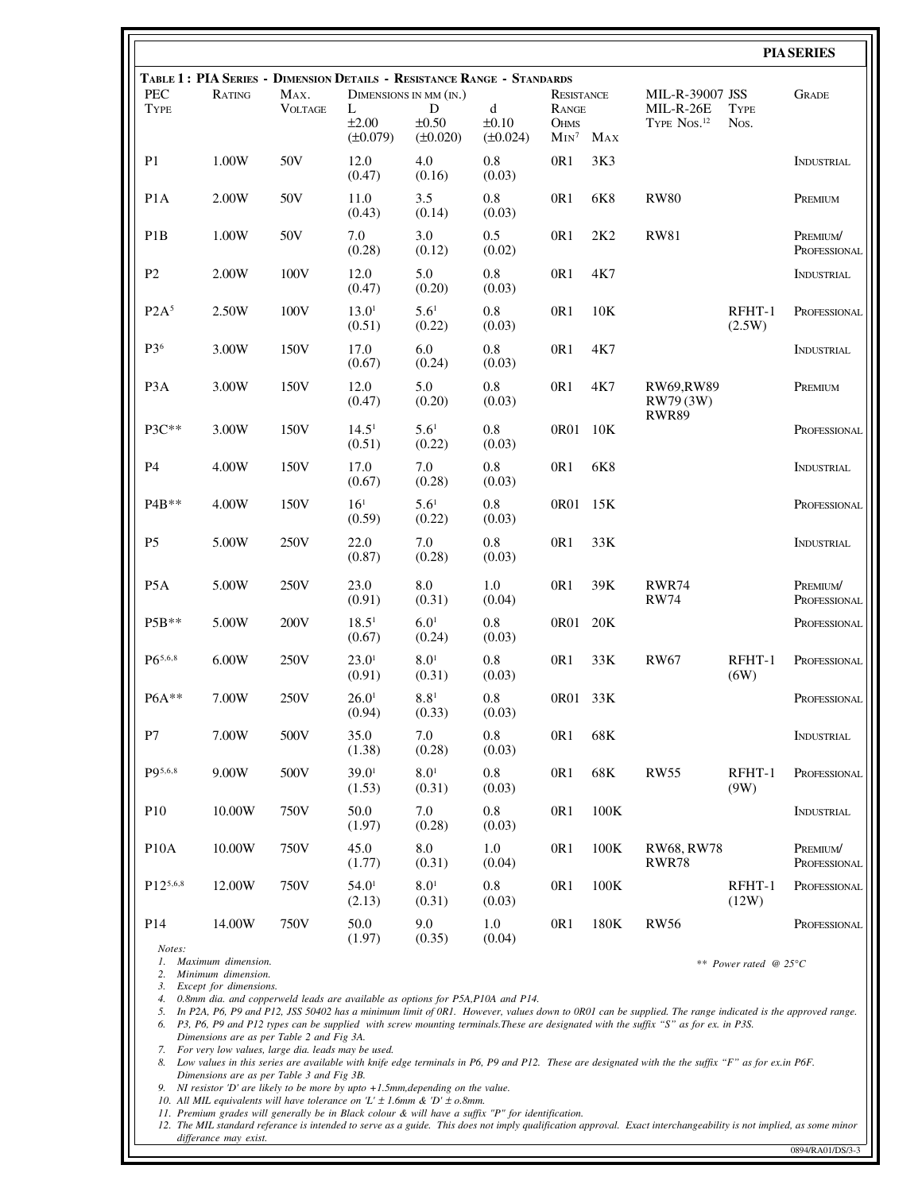**PIA SERIES**

**TABLE 1 : PIA SERIES - DIMENSION DETAILS - RESISTANCE RANGE - STANDARDS**

| PEC TYPE | RATING | MAX. VOLTAGE | DIMENSIONS IN MM (IN.) L ±2.00 (±0.079) | D ±0.50 (±0.020) | d ±0.10 (±0.024) | RESISTANCE RANGE OHMS MIN[7] | MAX | MIL-R-39007 MIL-R-26E TYPE NOS.[12] | JSS TYPE NOS. | GRADE |
|---|---|---|---|---|---|---|---|---|---|---|
| P1 | 1.00W | 50V | 12.0 (0.47) | 4.0 (0.16) | 0.8 (0.03) | 0R1 | 3K3 | | | INDUSTRIAL |
| P1A | 2.00W | 50V | 11.0 (0.43) | 3.5 (0.14) | 0.8 (0.03) | 0R1 | 6K8 | RW80 | | PREMIUM |
| P1B | 1.00W | 50V | 7.0 (0.28) | 3.0 (0.12) | 0.5 (0.02) | 0R1 | 2K2 | RW81 | | PREMIUM/ PROFESSIONAL |
| P2 | 2.00W | 100V | 12.0 (0.47) | 5.0 (0.20) | 0.8 (0.03) | 0R1 | 4K7 | | | INDUSTRIAL |
| P2A[5] | 2.50W | 100V | 13.0[1] (0.51) | 5.6[1] (0.22) | 0.8 (0.03) | 0R1 | 10K | | RFHT-1 (2.5W) | PROFESSIONAL |
| P3[6] | 3.00W | 150V | 17.0 (0.67) | 6.0 (0.24) | 0.8 (0.03) | 0R1 | 4K7 | | | INDUSTRIAL |
| P3A | 3.00W | 150V | 12.0 (0.47) | 5.0 (0.20) | 0.8 (0.03) | 0R1 | 4K7 | RW69,RW89 RW79 (3W) RWR89 | | PREMIUM |
| P3C** | 3.00W | 150V | 14.5[1] (0.51) | 5.6[1] (0.22) | 0.8 (0.03) | 0R01 | 10K | | | PROFESSIONAL |
| P4 | 4.00W | 150V | 17.0 (0.67) | 7.0 (0.28) | 0.8 (0.03) | 0R1 | 6K8 | | | INDUSTRIAL |
| P4B** | 4.00W | 150V | 16[1] (0.59) | 5.6[1] (0.22) | 0.8 (0.03) | 0R01 | 15K | | | PROFESSIONAL |
| P5 | 5.00W | 250V | 22.0 (0.87) | 7.0 (0.28) | 0.8 (0.03) | 0R1 | 33K | | | INDUSTRIAL |
| P5A | 5.00W | 250V | 23.0 (0.91) | 8.0 (0.31) | 1.0 (0.04) | 0R1 | 39K | RWR74 RW74 | | PREMIUM/ PROFESSIONAL |
| P5B** | 5.00W | 200V | 18.5[1] (0.67) | 6.0[1] (0.24) | 0.8 (0.03) | 0R01 | 20K | | | PROFESSIONAL |
| P6[5,6,8] | 6.00W | 250V | 23.0[1] (0.91) | 8.0[1] (0.31) | 0.8 (0.03) | 0R1 | 33K | RW67 | RFHT-1 (6W) | PROFESSIONAL |
| P6A** | 7.00W | 250V | 26.0[1] (0.94) | 8.8[1] (0.33) | 0.8 (0.03) | 0R01 | 33K | | | PROFESSIONAL |
| P7 | 7.00W | 500V | 35.0 (1.38) | 7.0 (0.28) | 0.8 (0.03) | 0R1 | 68K | | | INDUSTRIAL |
| P9[5,6,8] | 9.00W | 500V | 39.0[1] (1.53) | 8.0[1] (0.31) | 0.8 (0.03) | 0R1 | 68K | RW55 | RFHT-1 (9W) | PROFESSIONAL |
| P10 | 10.00W | 750V | 50.0 (1.97) | 7.0 (0.28) | 0.8 (0.03) | 0R1 | 100K | | | INDUSTRIAL |
| P10A | 10.00W | 750V | 45.0 (1.77) | 8.0 (0.31) | 1.0 (0.04) | 0R1 | 100K | RW68, RW78 RWR78 | | PREMIUM/ PROFESSIONAL |
| P12[5,6,8] | 12.00W | 750V | 54.0[1] (2.13) | 8.0[1] (0.31) | 0.8 (0.03) | 0R1 | 100K | | RFHT-1 (12W) | PROFESSIONAL |
| P14 | 14.00W | 750V | 50.0 (1.97) | 9.0 (0.35) | 1.0 (0.04) | 0R1 | 180K | RW56 | | PROFESSIONAL |

*Notes:*

*\*\* Power rated @ 25°C*

1. *Maximum dimension.*
2. *Minimum dimension.*
3. *Except for dimensions.*
4. *0.8mm dia. and copperweld leads are available as options for P5A,P10A and P14.*
5. *In P2A, P6, P9 and P12, JSS 50402 has a minimum limit of 0R1. However, values down to 0R01 can be supplied. The range indicated is the approved range.*
6. *P3, P6, P9 and P12 types can be supplied with screw mounting terminals.These are designated with the suffix "S" as for ex. in P3S. Dimensions are as per Table 2 and Fig 3A.*
7. *For very low values, large dia. leads may be used.*
8. *Low values in this series are available with knife edge terminals in P6, P9 and P12. These are designated with the the suffix "F" as for ex.in P6F. Dimensions are as per Table 3 and Fig 3B.*
9. *NI resistor 'D' are likely to be more by upto +1.5mm,depending on the value.*
10. *All MIL equivalents will have tolerance on 'L' ± 1.6mm & 'D' ± o.8mm.*
11. *Premium grades will generally be in Black colour & will have a suffix "P" for identification.*
12. *The MIL standard referance is intended to serve as a guide. This does not imply qualification approval. Exact interchangeability is not implied, as some minor differance may exist.*

0894/RA01/DS/3-3